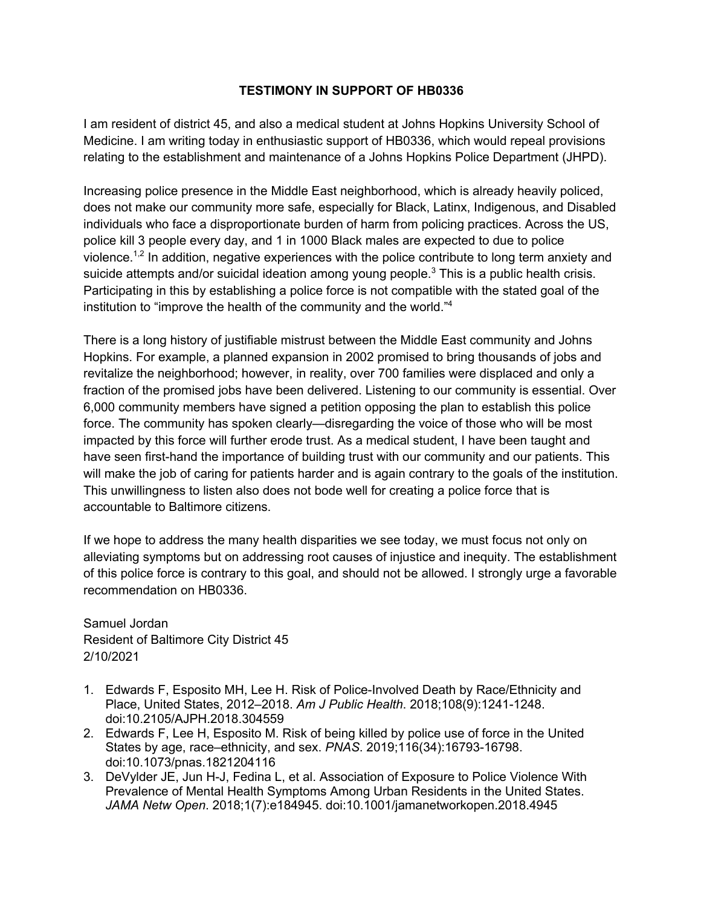# TESTIMONY IN SUPPORT OF HB0336

I am resident of district 45, and also a medical student at Johns Hopkins University School of Medicine. I am writing today in enthusiastic support of HB0336, which would repeal provisions relating to the establishment and maintenance of a Johns Hopkins Police Department (JHPD).

Increasing police presence in the Middle East neighborhood, which is already heavily policed, does not make our community more safe, especially for Black, Latinx, Indigenous, and Disabled individuals who face a disproportionate burden of harm from policing practices. Across the US, police kill 3 people every day, and 1 in 1000 Black males are expected to due to police violence.[1,2] In addition, negative experiences with the police contribute to long term anxiety and suicide attempts and/or suicidal ideation among young people.[3] This is a public health crisis. Participating in this by establishing a police force is not compatible with the stated goal of the institution to "improve the health of the community and the world."[4]

There is a long history of justifiable mistrust between the Middle East community and Johns Hopkins. For example, a planned expansion in 2002 promised to bring thousands of jobs and revitalize the neighborhood; however, in reality, over 700 families were displaced and only a fraction of the promised jobs have been delivered. Listening to our community is essential. Over 6,000 community members have signed a petition opposing the plan to establish this police force. The community has spoken clearly—disregarding the voice of those who will be most impacted by this force will further erode trust. As a medical student, I have been taught and have seen first-hand the importance of building trust with our community and our patients. This will make the job of caring for patients harder and is again contrary to the goals of the institution. This unwillingness to listen also does not bode well for creating a police force that is accountable to Baltimore citizens.

If we hope to address the many health disparities we see today, we must focus not only on alleviating symptoms but on addressing root causes of injustice and inequity. The establishment of this police force is contrary to this goal, and should not be allowed. I strongly urge a favorable recommendation on HB0336.

Samuel Jordan
Resident of Baltimore City District 45
2/10/2021

1. Edwards F, Esposito MH, Lee H. Risk of Police-Involved Death by Race/Ethnicity and Place, United States, 2012–2018. *Am J Public Health*. 2018;108(9):1241-1248. doi:10.2105/AJPH.2018.304559
2. Edwards F, Lee H, Esposito M. Risk of being killed by police use of force in the United States by age, race–ethnicity, and sex. *PNAS*. 2019;116(34):16793-16798. doi:10.1073/pnas.1821204116
3. DeVylder JE, Jun H-J, Fedina L, et al. Association of Exposure to Police Violence With Prevalence of Mental Health Symptoms Among Urban Residents in the United States. *JAMA Netw Open*. 2018;1(7):e184945. doi:10.1001/jamanetworkopen.2018.4945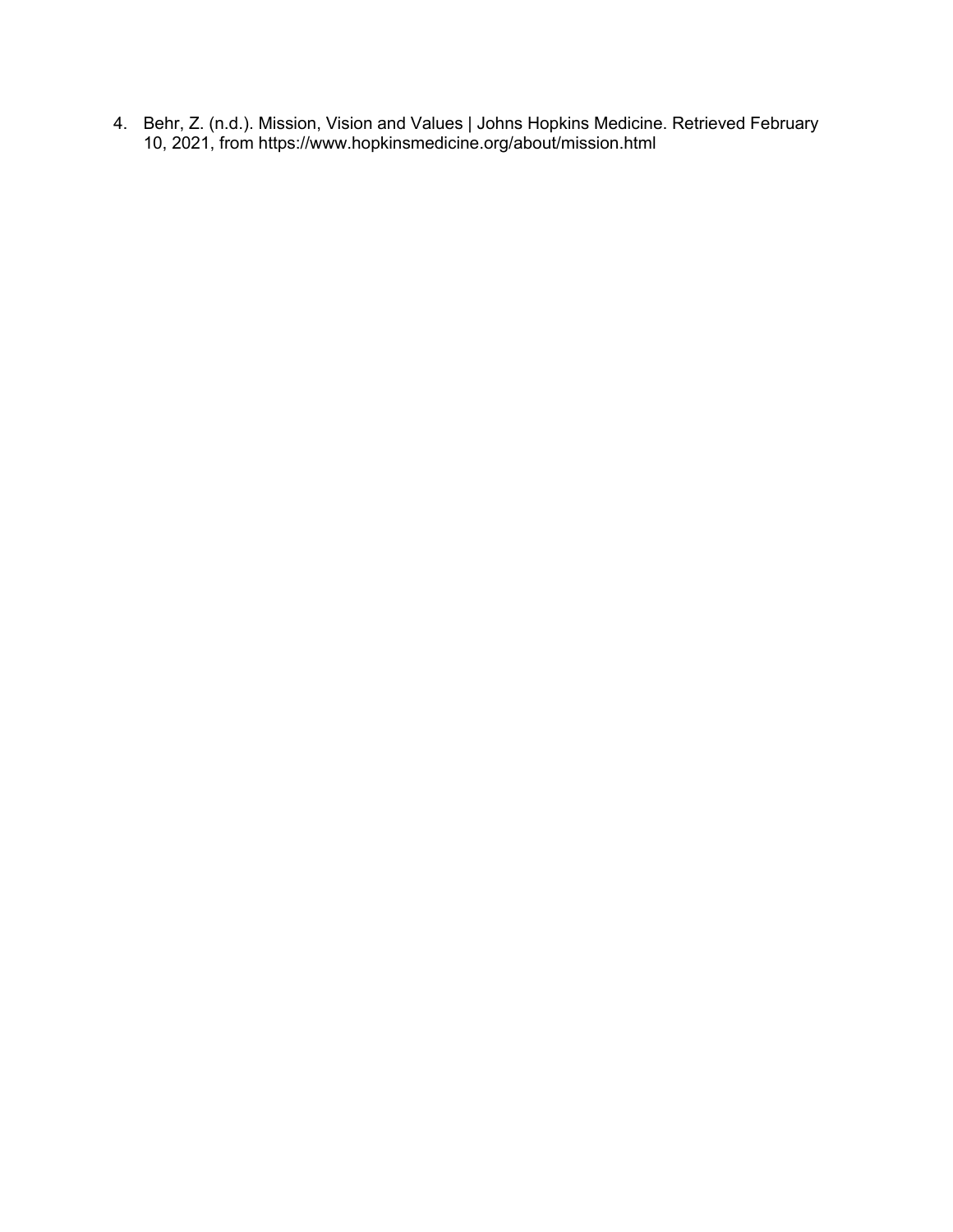4. Behr, Z. (n.d.). Mission, Vision and Values | Johns Hopkins Medicine. Retrieved February 10, 2021, from https://www.hopkinsmedicine.org/about/mission.html